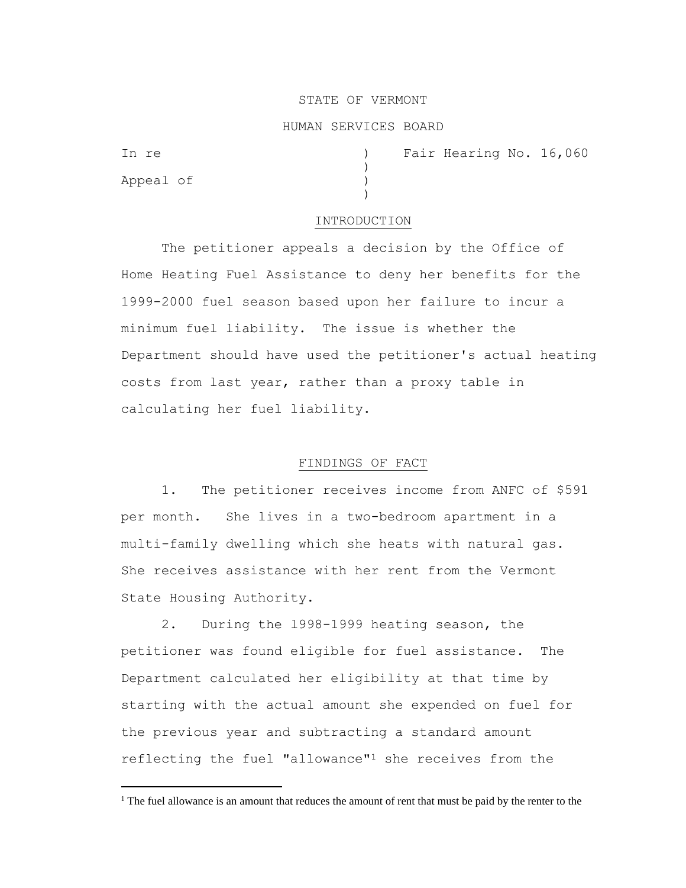STATE OF VERMONT

HUMAN SERVICES BOARD

In re ) Fair Hearing No. 16,060
)
Appeal of )
)

## INTRODUCTION

The petitioner appeals a decision by the Office of Home Heating Fuel Assistance to deny her benefits for the 1999-2000 fuel season based upon her failure to incur a minimum fuel liability. The issue is whether the Department should have used the petitioner's actual heating costs from last year, rather than a proxy table in calculating her fuel liability.

## FINDINGS OF FACT

1. The petitioner receives income from ANFC of $591 per month. She lives in a two-bedroom apartment in a multi-family dwelling which she heats with natural gas. She receives assistance with her rent from the Vermont State Housing Authority.

2. During the 1998-1999 heating season, the petitioner was found eligible for fuel assistance. The Department calculated her eligibility at that time by starting with the actual amount she expended on fuel for the previous year and subtracting a standard amount reflecting the fuel "allowance"[1] she receives from the

[1] The fuel allowance is an amount that reduces the amount of rent that must be paid by the renter to the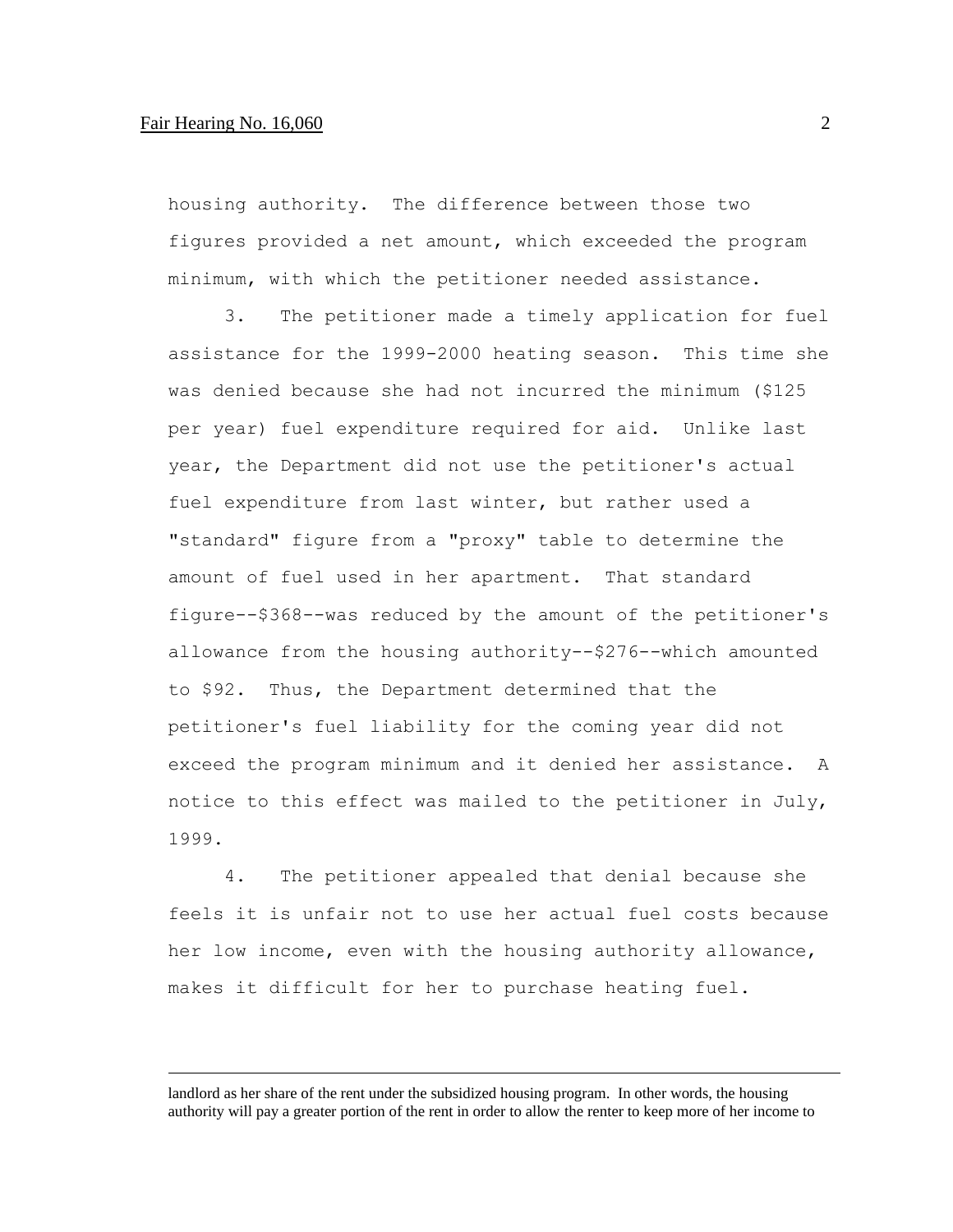housing authority. The difference between those two figures provided a net amount, which exceeded the program minimum, with which the petitioner needed assistance.

3. The petitioner made a timely application for fuel assistance for the 1999-2000 heating season. This time she was denied because she had not incurred the minimum ($125 per year) fuel expenditure required for aid. Unlike last year, the Department did not use the petitioner's actual fuel expenditure from last winter, but rather used a "standard" figure from a "proxy" table to determine the amount of fuel used in her apartment. That standard figure--$368--was reduced by the amount of the petitioner's allowance from the housing authority--$276--which amounted to $92. Thus, the Department determined that the petitioner's fuel liability for the coming year did not exceed the program minimum and it denied her assistance. A notice to this effect was mailed to the petitioner in July, 1999.

4. The petitioner appealed that denial because she feels it is unfair not to use her actual fuel costs because her low income, even with the housing authority allowance, makes it difficult for her to purchase heating fuel.

---

landlord as her share of the rent under the subsidized housing program. In other words, the housing authority will pay a greater portion of the rent in order to allow the renter to keep more of her income to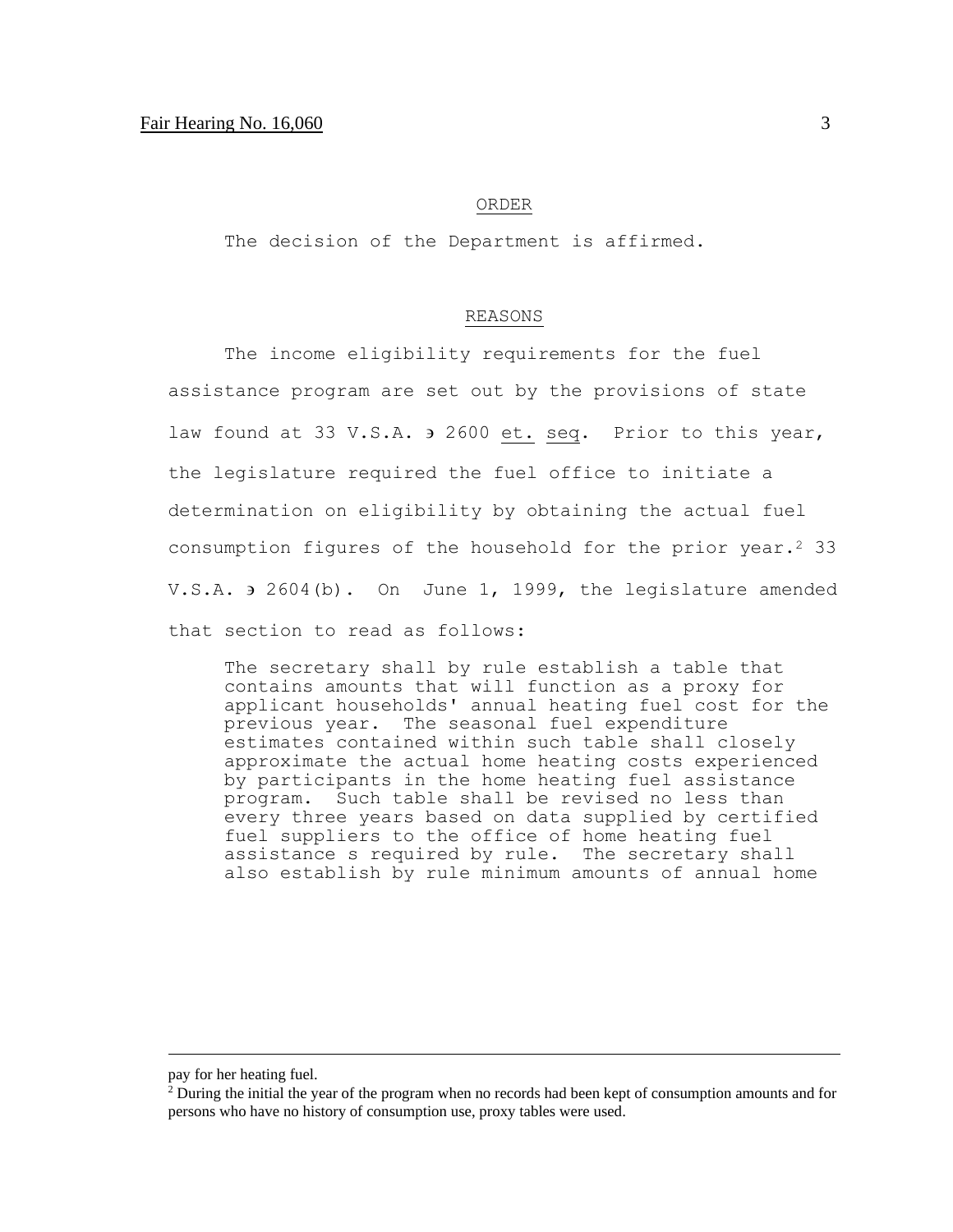## ORDER

The decision of the Department is affirmed.

## REASONS

The income eligibility requirements for the fuel assistance program are set out by the provisions of state law found at 33 V.S.A. ∋ 2600 et. seq. Prior to this year, the legislature required the fuel office to initiate a determination on eligibility by obtaining the actual fuel consumption figures of the household for the prior year.[2] 33 V.S.A. ∋ 2604(b). On June 1, 1999, the legislature amended that section to read as follows:

> The secretary shall by rule establish a table that contains amounts that will function as a proxy for applicant households' annual heating fuel cost for the previous year. The seasonal fuel expenditure estimates contained within such table shall closely approximate the actual home heating costs experienced by participants in the home heating fuel assistance program. Such table shall be revised no less than every three years based on data supplied by certified fuel suppliers to the office of home heating fuel assistance s required by rule. The secretary shall also establish by rule minimum amounts of annual home

---

pay for her heating fuel.

[2] During the initial the year of the program when no records had been kept of consumption amounts and for persons who have no history of consumption use, proxy tables were used.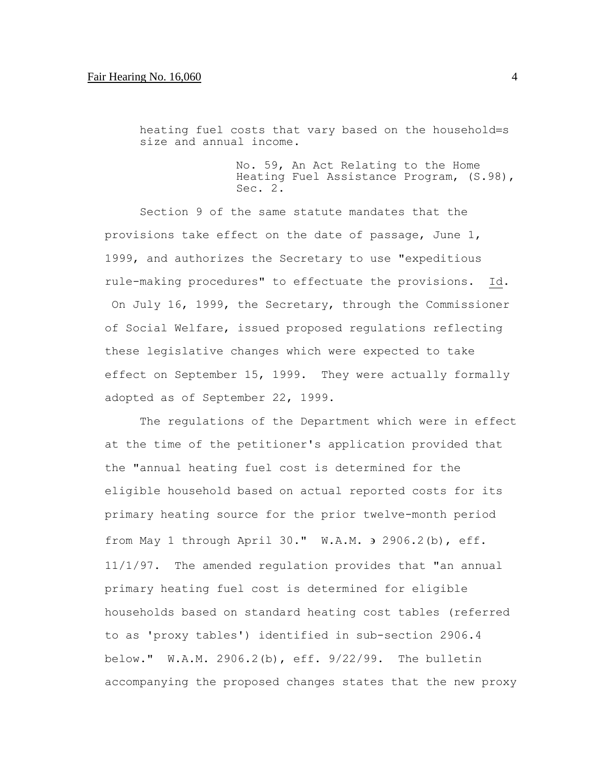heating fuel costs that vary based on the household=s size and annual income.

> No. 59, An Act Relating to the Home Heating Fuel Assistance Program, (S.98), Sec. 2.

Section 9 of the same statute mandates that the provisions take effect on the date of passage, June 1, 1999, and authorizes the Secretary to use "expeditious rule-making procedures" to effectuate the provisions. Id. On July 16, 1999, the Secretary, through the Commissioner of Social Welfare, issued proposed regulations reflecting these legislative changes which were expected to take effect on September 15, 1999. They were actually formally adopted as of September 22, 1999.

The regulations of the Department which were in effect at the time of the petitioner's application provided that the "annual heating fuel cost is determined for the eligible household based on actual reported costs for its primary heating source for the prior twelve-month period from May 1 through April 30." W.A.M. ϶ 2906.2(b), eff. 11/1/97. The amended regulation provides that "an annual primary heating fuel cost is determined for eligible households based on standard heating cost tables (referred to as 'proxy tables') identified in sub-section 2906.4 below." W.A.M. 2906.2(b), eff. 9/22/99. The bulletin accompanying the proposed changes states that the new proxy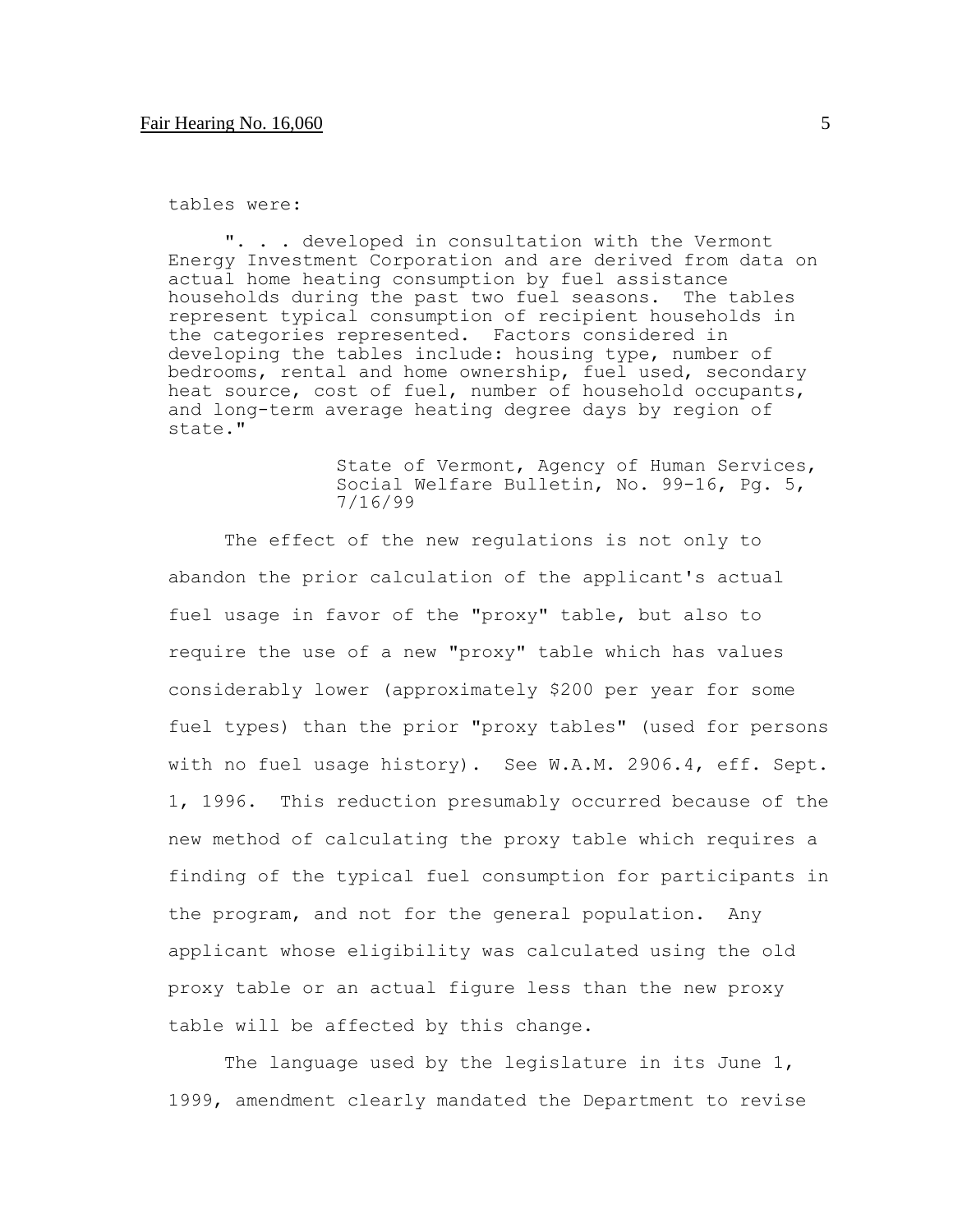tables were:

> ". . . developed in consultation with the Vermont Energy Investment Corporation and are derived from data on actual home heating consumption by fuel assistance households during the past two fuel seasons. The tables represent typical consumption of recipient households in the categories represented. Factors considered in developing the tables include: housing type, number of bedrooms, rental and home ownership, fuel used, secondary heat source, cost of fuel, number of household occupants, and long-term average heating degree days by region of state."
>
> State of Vermont, Agency of Human Services, Social Welfare Bulletin, No. 99-16, Pg. 5, 7/16/99

The effect of the new regulations is not only to abandon the prior calculation of the applicant's actual fuel usage in favor of the "proxy" table, but also to require the use of a new "proxy" table which has values considerably lower (approximately $200 per year for some fuel types) than the prior "proxy tables" (used for persons with no fuel usage history). See W.A.M. 2906.4, eff. Sept. 1, 1996. This reduction presumably occurred because of the new method of calculating the proxy table which requires a finding of the typical fuel consumption for participants in the program, and not for the general population. Any applicant whose eligibility was calculated using the old proxy table or an actual figure less than the new proxy table will be affected by this change.

The language used by the legislature in its June 1, 1999, amendment clearly mandated the Department to revise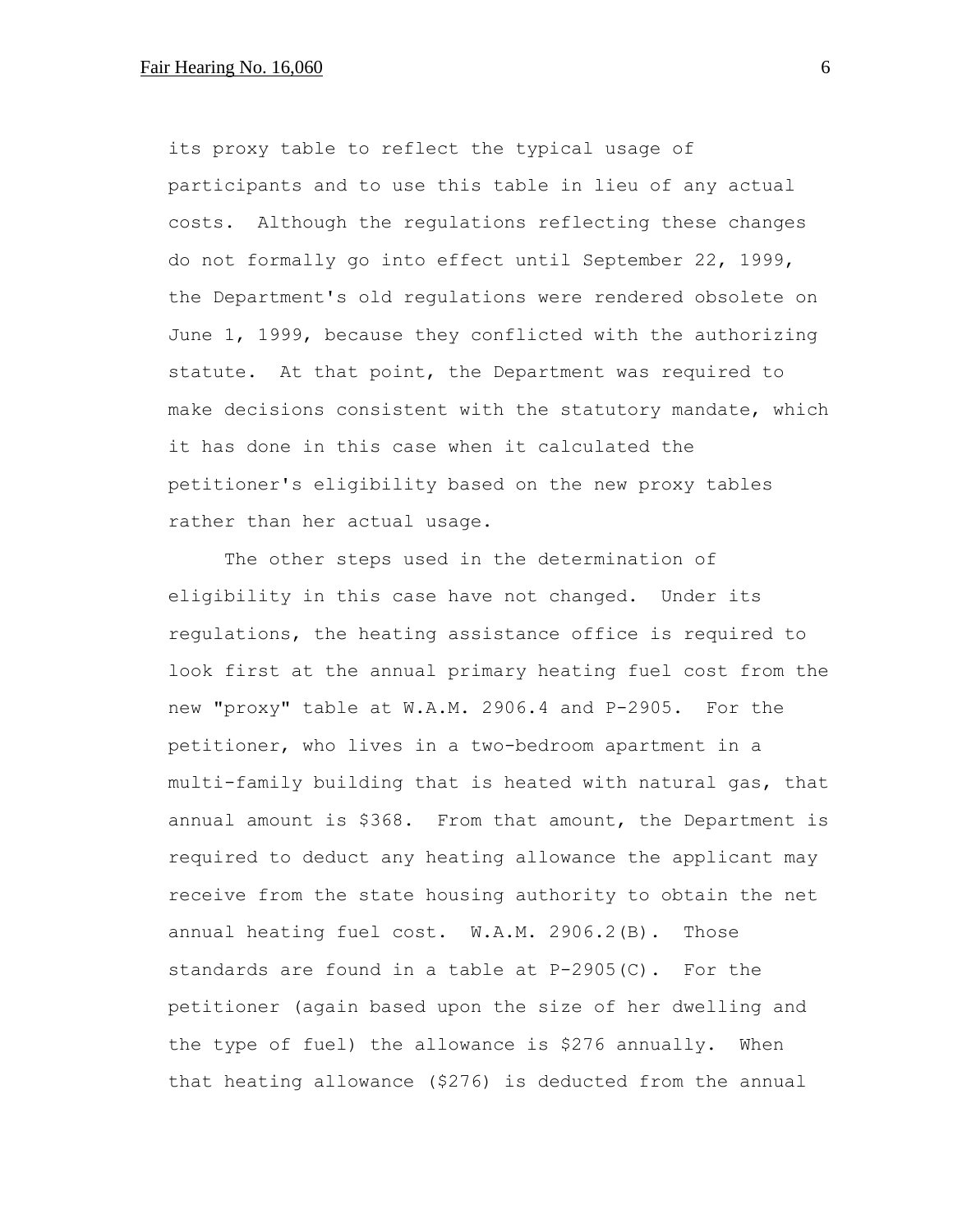its proxy table to reflect the typical usage of participants and to use this table in lieu of any actual costs. Although the regulations reflecting these changes do not formally go into effect until September 22, 1999, the Department's old regulations were rendered obsolete on June 1, 1999, because they conflicted with the authorizing statute. At that point, the Department was required to make decisions consistent with the statutory mandate, which it has done in this case when it calculated the petitioner's eligibility based on the new proxy tables rather than her actual usage.

The other steps used in the determination of eligibility in this case have not changed. Under its regulations, the heating assistance office is required to look first at the annual primary heating fuel cost from the new "proxy" table at W.A.M. 2906.4 and P-2905. For the petitioner, who lives in a two-bedroom apartment in a multi-family building that is heated with natural gas, that annual amount is $368. From that amount, the Department is required to deduct any heating allowance the applicant may receive from the state housing authority to obtain the net annual heating fuel cost. W.A.M. 2906.2(B). Those standards are found in a table at P-2905(C). For the petitioner (again based upon the size of her dwelling and the type of fuel) the allowance is $276 annually. When that heating allowance ($276) is deducted from the annual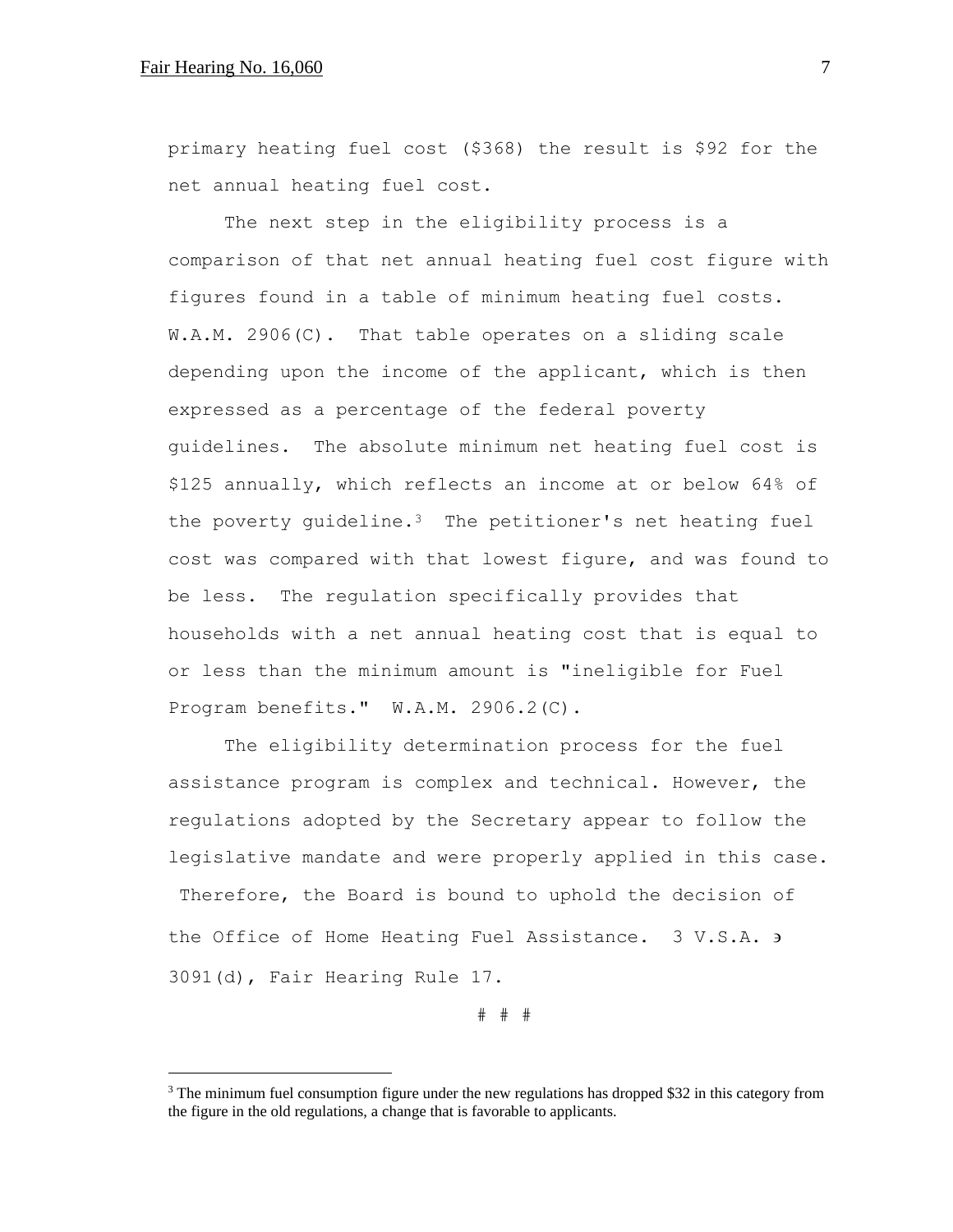primary heating fuel cost ($368) the result is $92 for the net annual heating fuel cost.

The next step in the eligibility process is a comparison of that net annual heating fuel cost figure with figures found in a table of minimum heating fuel costs. W.A.M. 2906(C). That table operates on a sliding scale depending upon the income of the applicant, which is then expressed as a percentage of the federal poverty guidelines. The absolute minimum net heating fuel cost is $125 annually, which reflects an income at or below 64% of the poverty guideline.[3] The petitioner's net heating fuel cost was compared with that lowest figure, and was found to be less. The regulation specifically provides that households with a net annual heating cost that is equal to or less than the minimum amount is "ineligible for Fuel Program benefits." W.A.M. 2906.2(C).

The eligibility determination process for the fuel assistance program is complex and technical. However, the regulations adopted by the Secretary appear to follow the legislative mandate and were properly applied in this case. Therefore, the Board is bound to uphold the decision of the Office of Home Heating Fuel Assistance. 3 V.S.A. ∍ 3091(d), Fair Hearing Rule 17.

# # #

[3] The minimum fuel consumption figure under the new regulations has dropped $32 in this category from the figure in the old regulations, a change that is favorable to applicants.